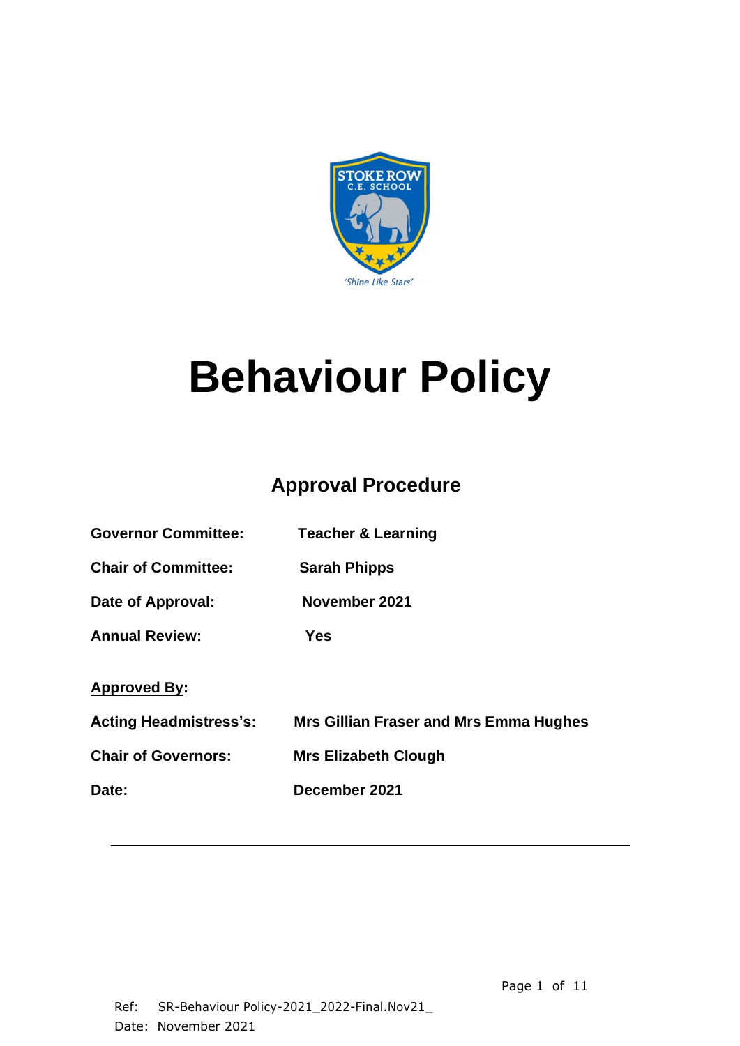# Behaviour Policy

## Approval Procedure

**Governor Committee:** **Teacher & Learning**

**Chair of Committee:** **Sarah Phipps**

**Date of Approval:** **November 2021**

**Annual Review:** **Yes**

**<u>Approved By</u>:**

**Acting Headmistress's:** **Mrs Gillian Fraser and Mrs Emma Hughes**

**Chair of Governors:** **Mrs Elizabeth Clough**

**Date:** **December 2021**

---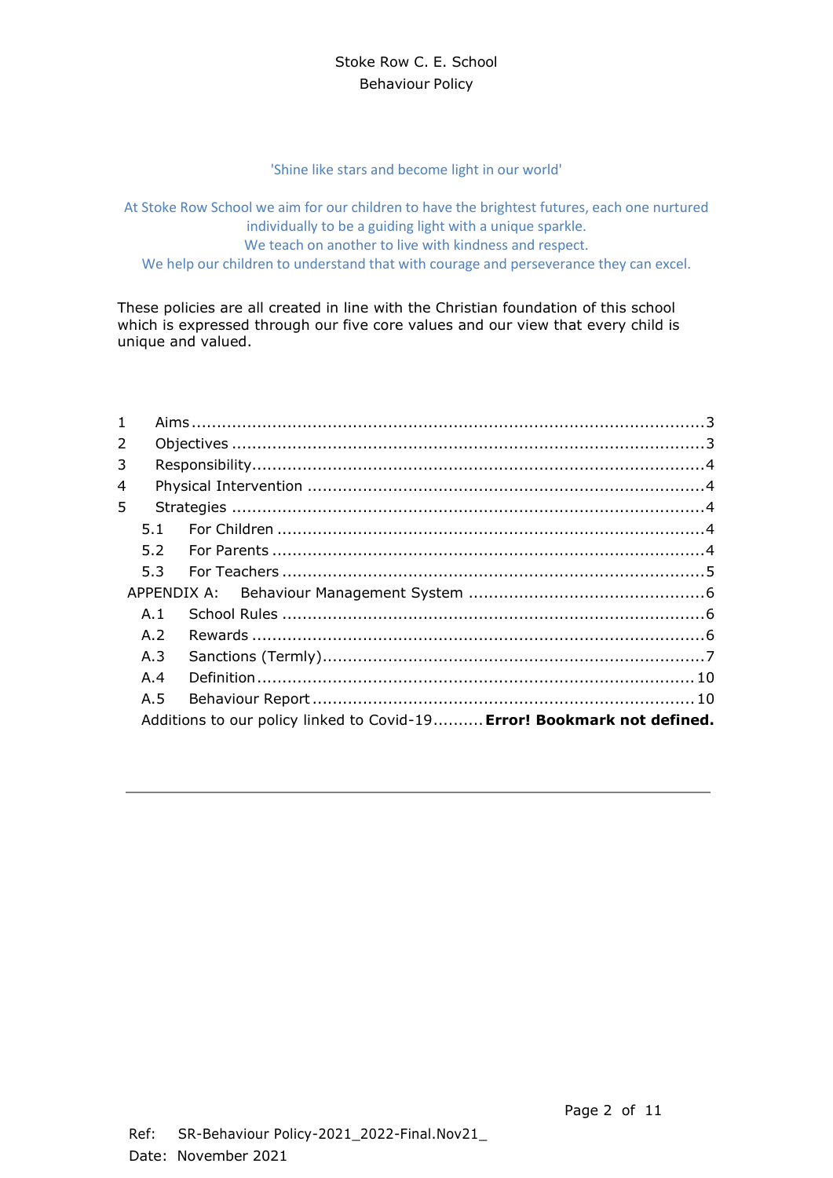Stoke Row C. E. School
Behaviour Policy

'Shine like stars and become light in our world'

At Stoke Row School we aim for our children to have the brightest futures, each one nurtured individually to be a guiding light with a unique sparkle.
We teach on another to live with kindness and respect.
We help our children to understand that with courage and perseverance they can excel.

These policies are all created in line with the Christian foundation of this school which is expressed through our five core values and our view that every child is unique and valued.

1 Aims ........................................................................................3
2 Objectives ................................................................................3
3 Responsibility............................................................................4
4 Physical Intervention .................................................................4
5 Strategies .................................................................................4
  5.1 For Children .........................................................................4
  5.2 For Parents ..........................................................................4
  5.3 For Teachers ........................................................................5
APPENDIX A: Behaviour Management System ..................................6
  A.1 School Rules ........................................................................6
  A.2 Rewards ..............................................................................6
  A.3 Sanctions (Termly)................................................................7
  A.4 Definition ...........................................................................10
  A.5 Behaviour Report ................................................................10
  Additions to our policy linked to Covid-19..........**Error! Bookmark not defined.**

Ref: SR-Behaviour Policy-2021_2022-Final.Nov21_
Date: November 2021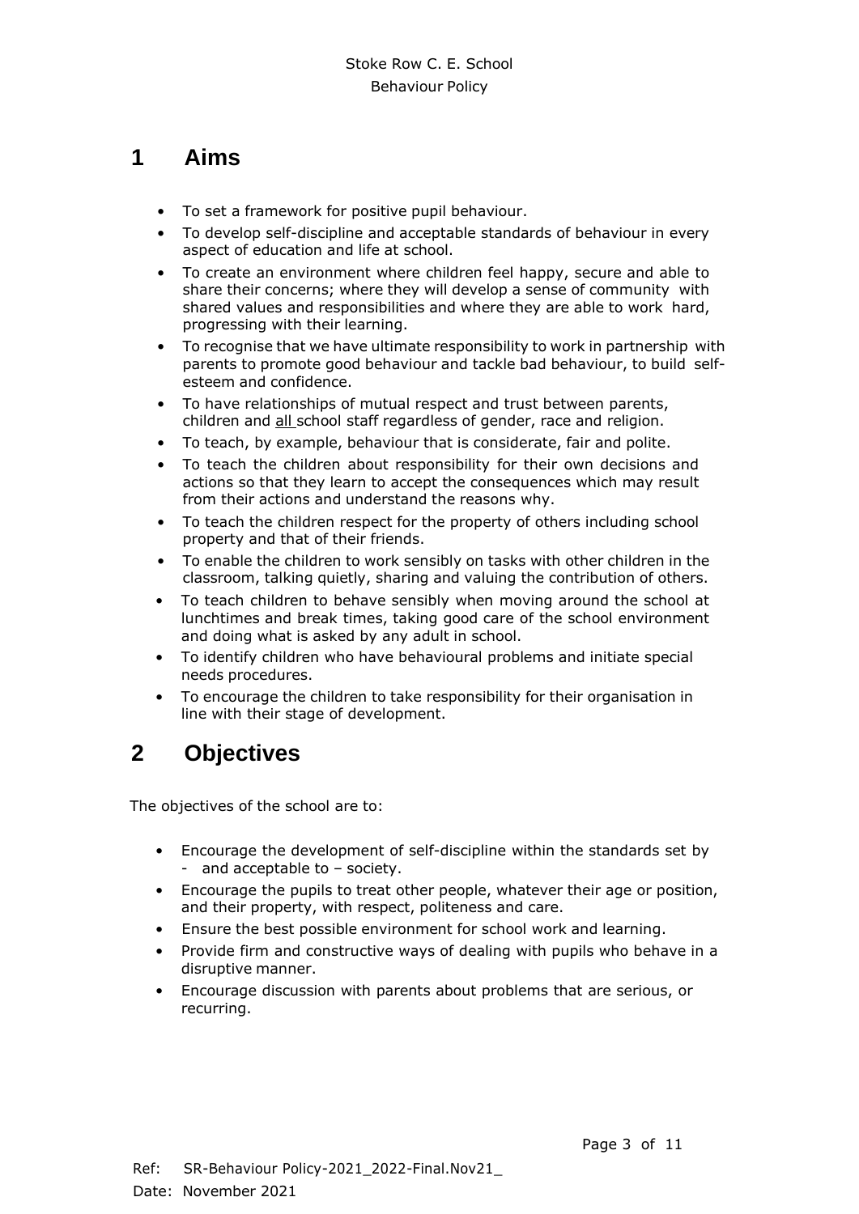# 1 Aims

- To set a framework for positive pupil behaviour.
- To develop self-discipline and acceptable standards of behaviour in every aspect of education and life at school.
- To create an environment where children feel happy, secure and able to share their concerns; where they will develop a sense of community with shared values and responsibilities and where they are able to work hard, progressing with their learning.
- To recognise that we have ultimate responsibility to work in partnership with parents to promote good behaviour and tackle bad behaviour, to build self-esteem and confidence.
- To have relationships of mutual respect and trust between parents, children and <u>all</u> school staff regardless of gender, race and religion.
- To teach, by example, behaviour that is considerate, fair and polite.
- To teach the children about responsibility for their own decisions and actions so that they learn to accept the consequences which may result from their actions and understand the reasons why.
- To teach the children respect for the property of others including school property and that of their friends.
- To enable the children to work sensibly on tasks with other children in the classroom, talking quietly, sharing and valuing the contribution of others.
- To teach children to behave sensibly when moving around the school at lunchtimes and break times, taking good care of the school environment and doing what is asked by any adult in school.
- To identify children who have behavioural problems and initiate special needs procedures.
- To encourage the children to take responsibility for their organisation in line with their stage of development.

# 2 Objectives

The objectives of the school are to:

- Encourage the development of self-discipline within the standards set by - and acceptable to – society.
- Encourage the pupils to treat other people, whatever their age or position, and their property, with respect, politeness and care.
- Ensure the best possible environment for school work and learning.
- Provide firm and constructive ways of dealing with pupils who behave in a disruptive manner.
- Encourage discussion with parents about problems that are serious, or recurring.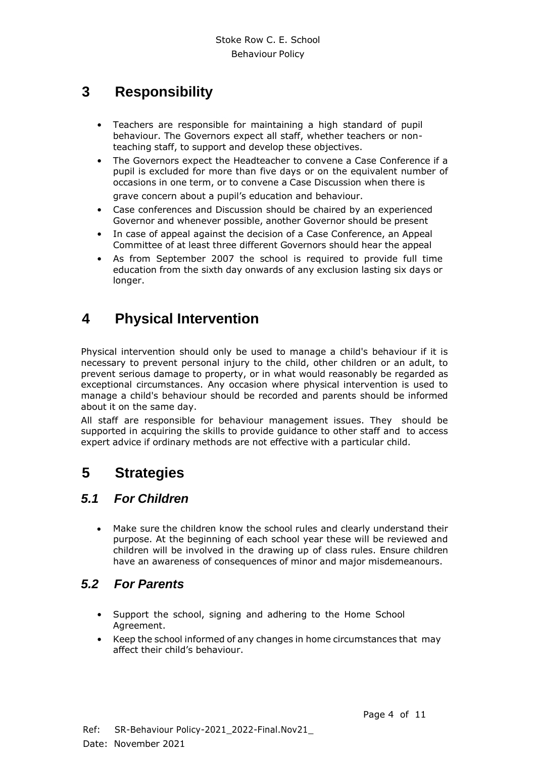# 3 Responsibility

- Teachers are responsible for maintaining a high standard of pupil behaviour. The Governors expect all staff, whether teachers or non-teaching staff, to support and develop these objectives.
- The Governors expect the Headteacher to convene a Case Conference if a pupil is excluded for more than five days or on the equivalent number of occasions in one term, or to convene a Case Discussion when there is grave concern about a pupil's education and behaviour.
- Case conferences and Discussion should be chaired by an experienced Governor and whenever possible, another Governor should be present
- In case of appeal against the decision of a Case Conference, an Appeal Committee of at least three different Governors should hear the appeal
- As from September 2007 the school is required to provide full time education from the sixth day onwards of any exclusion lasting six days or longer.

# 4 Physical Intervention

Physical intervention should only be used to manage a child's behaviour if it is necessary to prevent personal injury to the child, other children or an adult, to prevent serious damage to property, or in what would reasonably be regarded as exceptional circumstances. Any occasion where physical intervention is used to manage a child's behaviour should be recorded and parents should be informed about it on the same day.

All staff are responsible for behaviour management issues. They should be supported in acquiring the skills to provide guidance to other staff and to access expert advice if ordinary methods are not effective with a particular child.

# 5 Strategies

## *5.1 For Children*

- Make sure the children know the school rules and clearly understand their purpose. At the beginning of each school year these will be reviewed and children will be involved in the drawing up of class rules. Ensure children have an awareness of consequences of minor and major misdemeanours.

## *5.2 For Parents*

- Support the school, signing and adhering to the Home School Agreement.
- Keep the school informed of any changes in home circumstances that may affect their child's behaviour.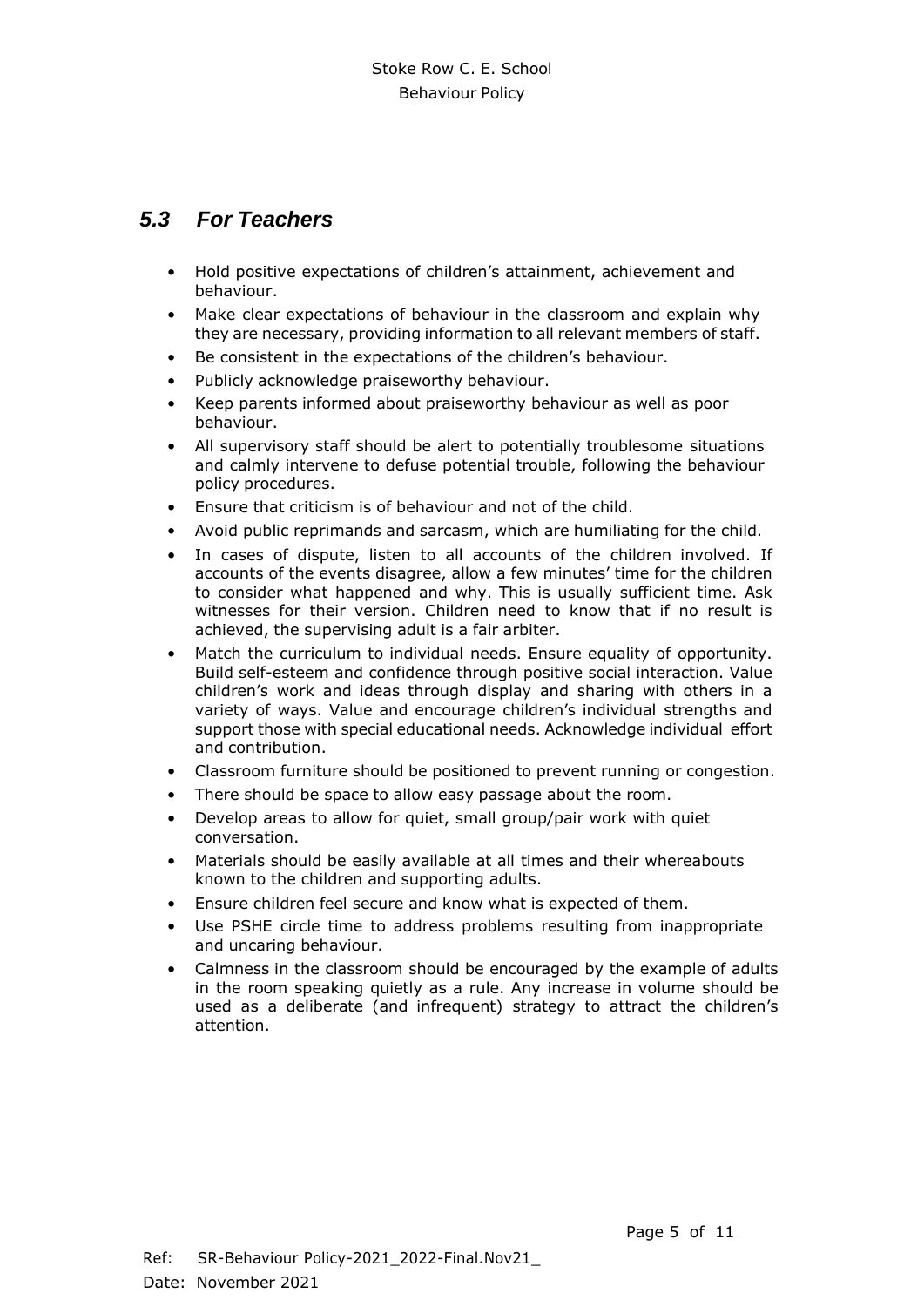### *5.3 For Teachers*

- Hold positive expectations of children's attainment, achievement and behaviour.
- Make clear expectations of behaviour in the classroom and explain why they are necessary, providing information to all relevant members of staff.
- Be consistent in the expectations of the children's behaviour.
- Publicly acknowledge praiseworthy behaviour.
- Keep parents informed about praiseworthy behaviour as well as poor behaviour.
- All supervisory staff should be alert to potentially troublesome situations and calmly intervene to defuse potential trouble, following the behaviour policy procedures.
- Ensure that criticism is of behaviour and not of the child.
- Avoid public reprimands and sarcasm, which are humiliating for the child.
- In cases of dispute, listen to all accounts of the children involved. If accounts of the events disagree, allow a few minutes' time for the children to consider what happened and why. This is usually sufficient time. Ask witnesses for their version. Children need to know that if no result is achieved, the supervising adult is a fair arbiter.
- Match the curriculum to individual needs. Ensure equality of opportunity. Build self-esteem and confidence through positive social interaction. Value children's work and ideas through display and sharing with others in a variety of ways. Value and encourage children's individual strengths and support those with special educational needs. Acknowledge individual effort and contribution.
- Classroom furniture should be positioned to prevent running or congestion.
- There should be space to allow easy passage about the room.
- Develop areas to allow for quiet, small group/pair work with quiet conversation.
- Materials should be easily available at all times and their whereabouts known to the children and supporting adults.
- Ensure children feel secure and know what is expected of them.
- Use PSHE circle time to address problems resulting from inappropriate and uncaring behaviour.
- Calmness in the classroom should be encouraged by the example of adults in the room speaking quietly as a rule. Any increase in volume should be used as a deliberate (and infrequent) strategy to attract the children's attention.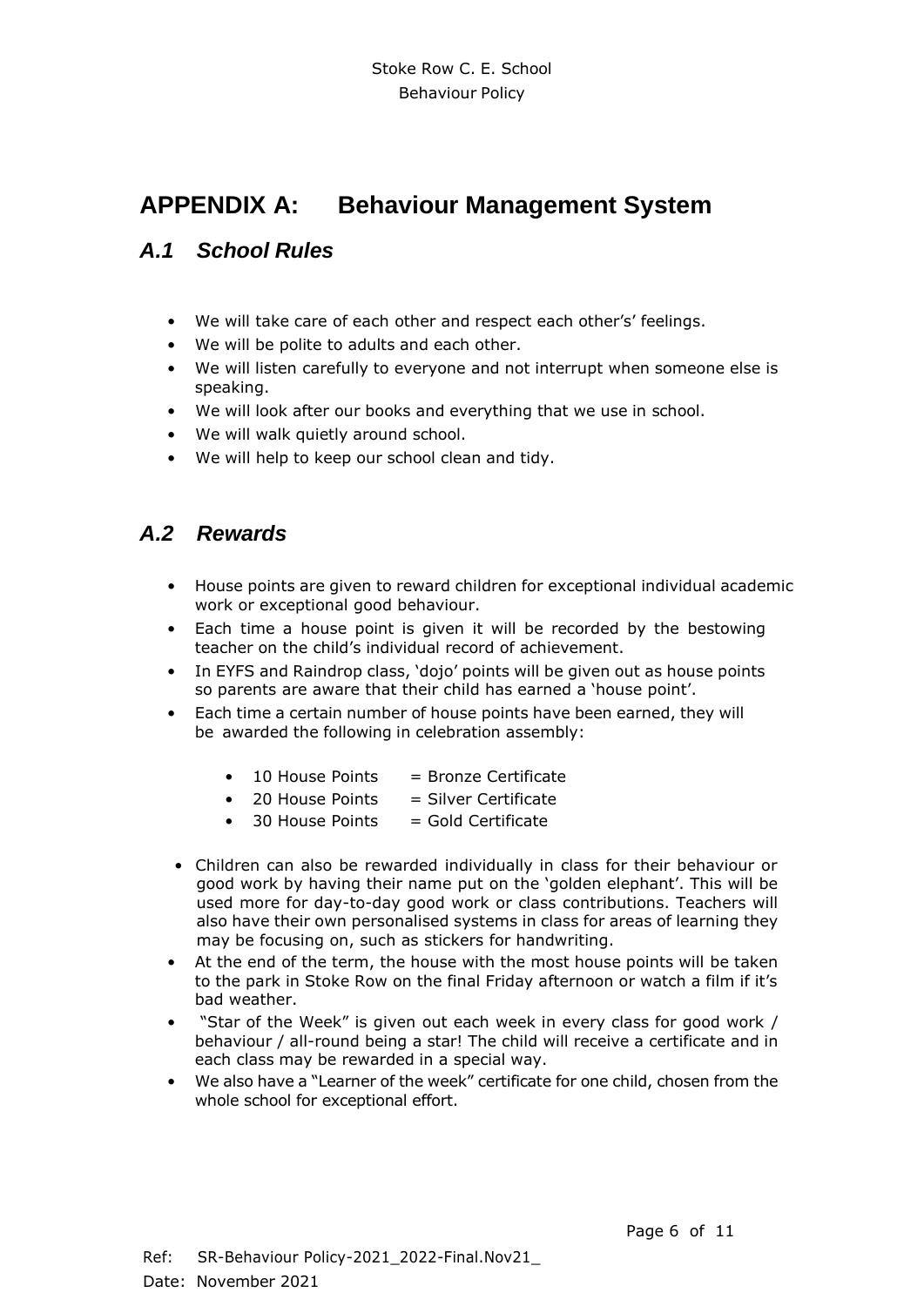# APPENDIX A: Behaviour Management System

## *A.1 School Rules*

- We will take care of each other and respect each other's' feelings.
- We will be polite to adults and each other.
- We will listen carefully to everyone and not interrupt when someone else is speaking.
- We will look after our books and everything that we use in school.
- We will walk quietly around school.
- We will help to keep our school clean and tidy.

## *A.2 Rewards*

- House points are given to reward children for exceptional individual academic work or exceptional good behaviour.
- Each time a house point is given it will be recorded by the bestowing teacher on the child's individual record of achievement.
- In EYFS and Raindrop class, 'dojo' points will be given out as house points so parents are aware that their child has earned a 'house point'.
- Each time a certain number of house points have been earned, they will be awarded the following in celebration assembly:
  - 10 House Points = Bronze Certificate
  - 20 House Points = Silver Certificate
  - 30 House Points = Gold Certificate
- Children can also be rewarded individually in class for their behaviour or good work by having their name put on the 'golden elephant'. This will be used more for day-to-day good work or class contributions. Teachers will also have their own personalised systems in class for areas of learning they may be focusing on, such as stickers for handwriting.
- At the end of the term, the house with the most house points will be taken to the park in Stoke Row on the final Friday afternoon or watch a film if it's bad weather.
- "Star of the Week" is given out each week in every class for good work / behaviour / all-round being a star! The child will receive a certificate and in each class may be rewarded in a special way.
- We also have a "Learner of the week" certificate for one child, chosen from the whole school for exceptional effort.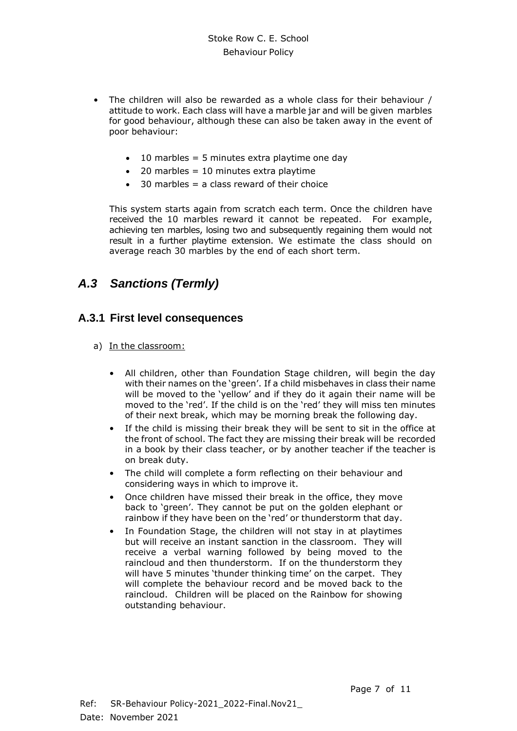- The children will also be rewarded as a whole class for their behaviour / attitude to work. Each class will have a marble jar and will be given marbles for good behaviour, although these can also be taken away in the event of poor behaviour:

  - 10 marbles = 5 minutes extra playtime one day
  - 20 marbles = 10 minutes extra playtime
  - 30 marbles = a class reward of their choice

  This system starts again from scratch each term. Once the children have received the 10 marbles reward it cannot be repeated. For example, achieving ten marbles, losing two and subsequently regaining them would not result in a further playtime extension. We estimate the class should on average reach 30 marbles by the end of each short term.

## *A.3 Sanctions (Termly)*

### A.3.1 First level consequences

a) In the classroom:

- All children, other than Foundation Stage children, will begin the day with their names on the 'green'. If a child misbehaves in class their name will be moved to the 'yellow' and if they do it again their name will be moved to the 'red'. If the child is on the 'red' they will miss ten minutes of their next break, which may be morning break the following day.
- If the child is missing their break they will be sent to sit in the office at the front of school. The fact they are missing their break will be recorded in a book by their class teacher, or by another teacher if the teacher is on break duty.
- The child will complete a form reflecting on their behaviour and considering ways in which to improve it.
- Once children have missed their break in the office, they move back to 'green'. They cannot be put on the golden elephant or rainbow if they have been on the 'red' or thunderstorm that day.
- In Foundation Stage, the children will not stay in at playtimes but will receive an instant sanction in the classroom. They will receive a verbal warning followed by being moved to the raincloud and then thunderstorm. If on the thunderstorm they will have 5 minutes 'thunder thinking time' on the carpet. They will complete the behaviour record and be moved back to the raincloud. Children will be placed on the Rainbow for showing outstanding behaviour.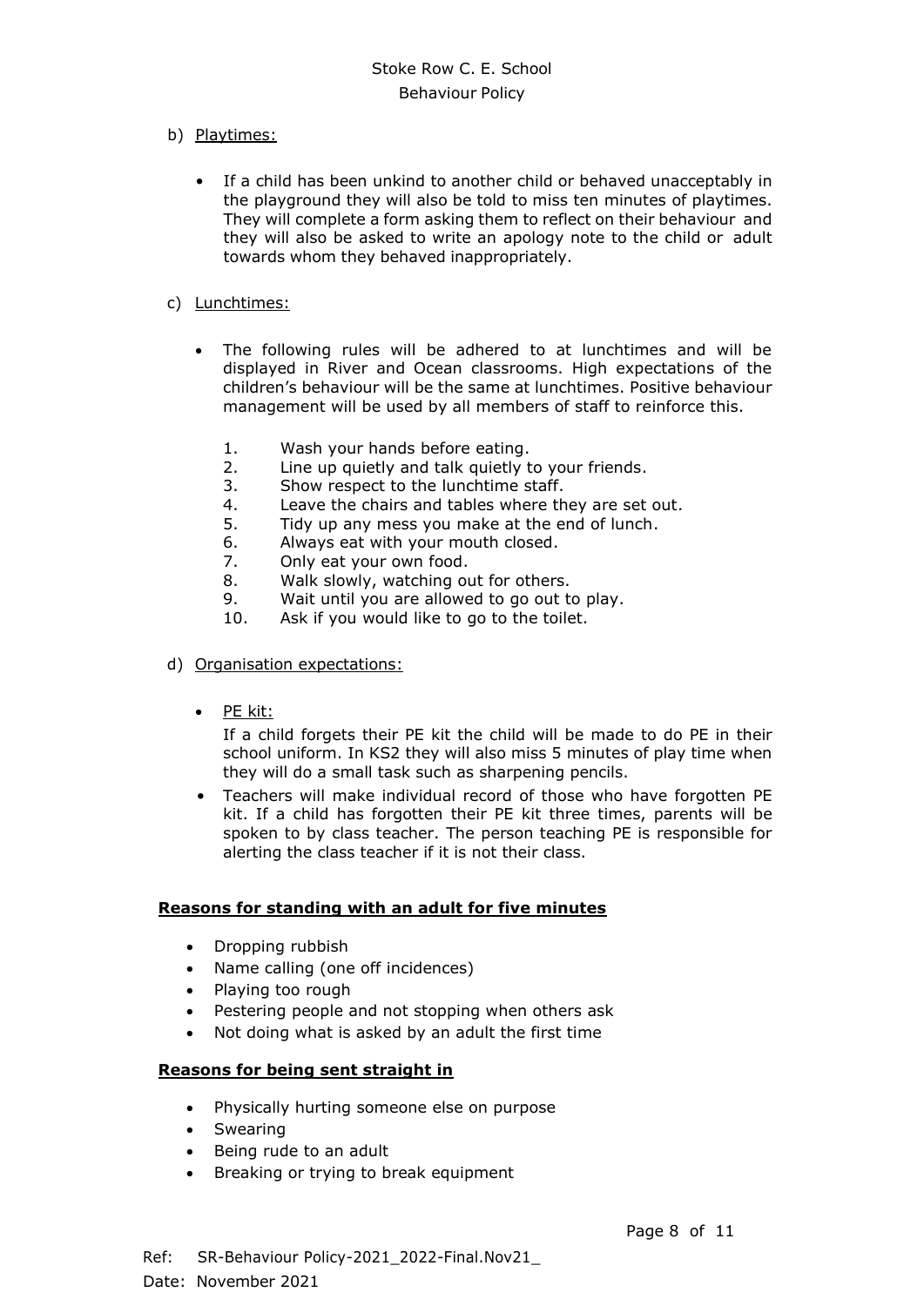b) Playtimes:

- If a child has been unkind to another child or behaved unacceptably in the playground they will also be told to miss ten minutes of playtimes. They will complete a form asking them to reflect on their behaviour and they will also be asked to write an apology note to the child or adult towards whom they behaved inappropriately.

c) Lunchtimes:

- The following rules will be adhered to at lunchtimes and will be displayed in River and Ocean classrooms. High expectations of the children's behaviour will be the same at lunchtimes. Positive behaviour management will be used by all members of staff to reinforce this.

  1. Wash your hands before eating.
  2. Line up quietly and talk quietly to your friends.
  3. Show respect to the lunchtime staff.
  4. Leave the chairs and tables where they are set out.
  5. Tidy up any mess you make at the end of lunch.
  6. Always eat with your mouth closed.
  7. Only eat your own food.
  8. Walk slowly, watching out for others.
  9. Wait until you are allowed to go out to play.
  10. Ask if you would like to go to the toilet.

d) Organisation expectations:

- PE kit:

  If a child forgets their PE kit the child will be made to do PE in their school uniform. In KS2 they will also miss 5 minutes of play time when they will do a small task such as sharpening pencils.
- Teachers will make individual record of those who have forgotten PE kit. If a child has forgotten their PE kit three times, parents will be spoken to by class teacher. The person teaching PE is responsible for alerting the class teacher if it is not their class.

**Reasons for standing with an adult for five minutes**

- Dropping rubbish
- Name calling (one off incidences)
- Playing too rough
- Pestering people and not stopping when others ask
- Not doing what is asked by an adult the first time

**Reasons for being sent straight in**

- Physically hurting someone else on purpose
- Swearing
- Being rude to an adult
- Breaking or trying to break equipment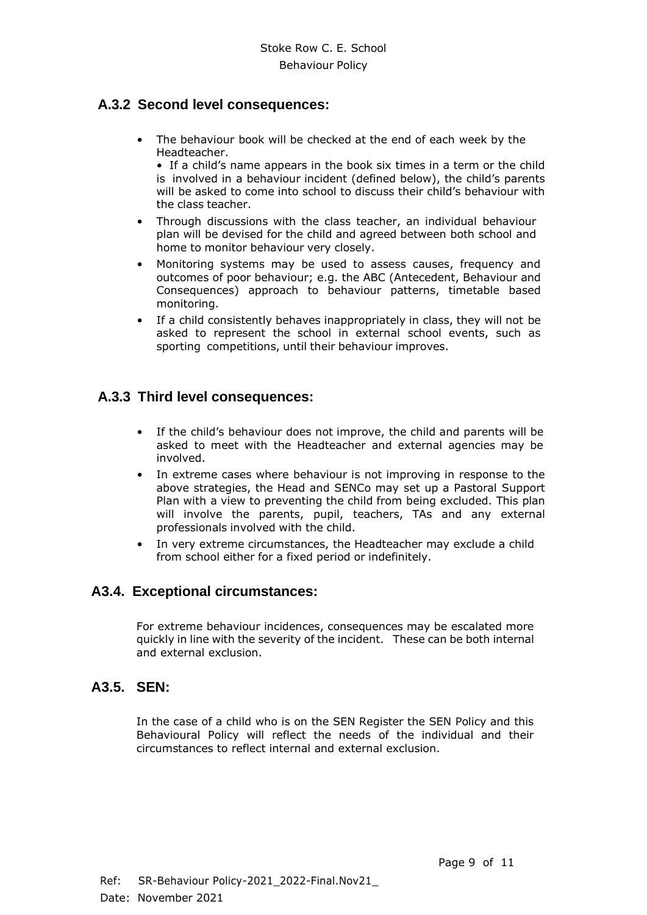### A.3.2 Second level consequences:

- The behaviour book will be checked at the end of each week by the Headteacher.
  • If a child's name appears in the book six times in a term or the child is involved in a behaviour incident (defined below), the child's parents will be asked to come into school to discuss their child's behaviour with the class teacher.
- Through discussions with the class teacher, an individual behaviour plan will be devised for the child and agreed between both school and home to monitor behaviour very closely.
- Monitoring systems may be used to assess causes, frequency and outcomes of poor behaviour; e.g. the ABC (Antecedent, Behaviour and Consequences) approach to behaviour patterns, timetable based monitoring.
- If a child consistently behaves inappropriately in class, they will not be asked to represent the school in external school events, such as sporting competitions, until their behaviour improves.

### A.3.3 Third level consequences:

- If the child's behaviour does not improve, the child and parents will be asked to meet with the Headteacher and external agencies may be involved.
- In extreme cases where behaviour is not improving in response to the above strategies, the Head and SENCo may set up a Pastoral Support Plan with a view to preventing the child from being excluded. This plan will involve the parents, pupil, teachers, TAs and any external professionals involved with the child.
- In very extreme circumstances, the Headteacher may exclude a child from school either for a fixed period or indefinitely.

### A3.4. Exceptional circumstances:

For extreme behaviour incidences, consequences may be escalated more quickly in line with the severity of the incident. These can be both internal and external exclusion.

### A3.5. SEN:

In the case of a child who is on the SEN Register the SEN Policy and this Behavioural Policy will reflect the needs of the individual and their circumstances to reflect internal and external exclusion.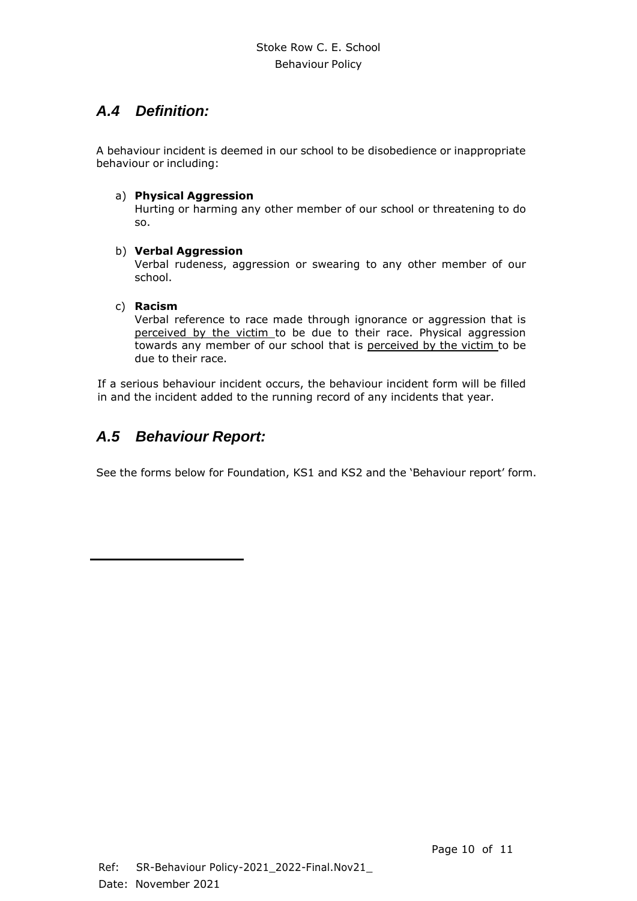## *A.4 Definition:*

A behaviour incident is deemed in our school to be disobedience or inappropriate behaviour or including:

a) **Physical Aggression**
   Hurting or harming any other member of our school or threatening to do so.

b) **Verbal Aggression**
   Verbal rudeness, aggression or swearing to any other member of our school.

c) **Racism**
   Verbal reference to race made through ignorance or aggression that is <u>perceived by the victim</u> to be due to their race. Physical aggression towards any member of our school that is <u>perceived by the victim</u> to be due to their race.

If a serious behaviour incident occurs, the behaviour incident form will be filled in and the incident added to the running record of any incidents that year.

## *A.5 Behaviour Report:*

See the forms below for Foundation, KS1 and KS2 and the 'Behaviour report' form.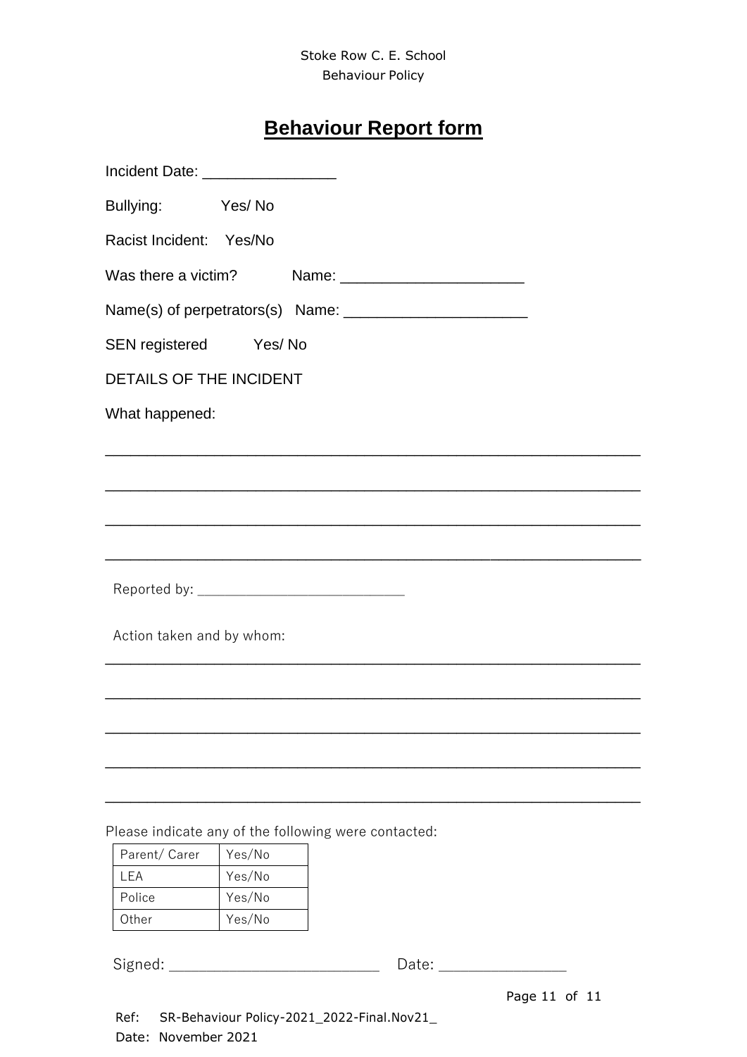# Behaviour Report form

Incident Date: ________________

Bullying: Yes/ No

Racist Incident: Yes/No

Was there a victim? Name: ______________________

Name(s) of perpetrators(s) Name: ______________________

SEN registered Yes/ No

DETAILS OF THE INCIDENT

What happened:

________________________________________________________________

________________________________________________________________

________________________________________________________________

________________________________________________________________

Reported by: ____________________________

Action taken and by whom:

________________________________________________________________

________________________________________________________________

________________________________________________________________

________________________________________________________________

________________________________________________________________

Please indicate any of the following were contacted:

| Parent/ Carer | Yes/No |
|---|---|
| LEA | Yes/No |
| Police | Yes/No |
| Other | Yes/No |

Signed: ___________________________ Date: ________________

Ref: SR-Behaviour Policy-2021_2022-Final.Nov21_

Date: November 2021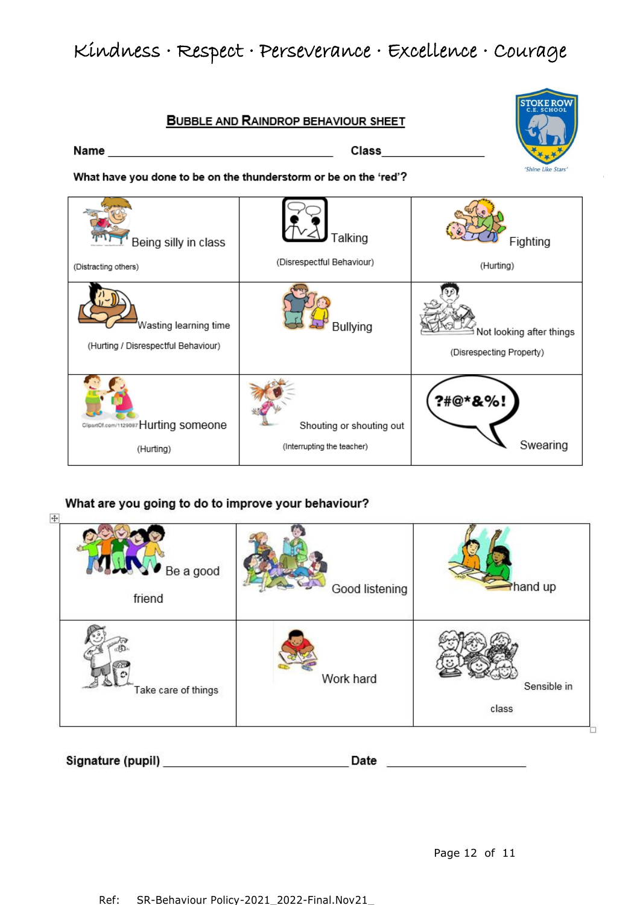Kindness · Respect · Perseverance · Excellence · Courage

## BUBBLE AND RAINDROP BEHAVIOUR SHEET

**Name** ______________________________ **Class**_______________

'Shine Like Stars'

**What have you done to be on the thunderstorm or be on the 'red'?**

| | | |
|---|---|---|
| Being silly in class (Distracting others) | Talking (Disrespectful Behaviour) | Fighting (Hurting) |
| Wasting learning time (Hurting / Disrespectful Behaviour) | Bullying | Not looking after things (Disrespecting Property) |
| Hurting someone (Hurting) | Shouting or shouting out (Interrupting the teacher) | ?#@*&%! Swearing |

**What are you going to do to improve your behaviour?**

| | | |
|---|---|---|
| Be a good friend | Good listening | hand up |
| Take care of things | Work hard | Sensible in class |

**Signature (pupil)** ____________________ **Date** ______________

Ref: SR-Behaviour Policy-2021_2022-Final.Nov21_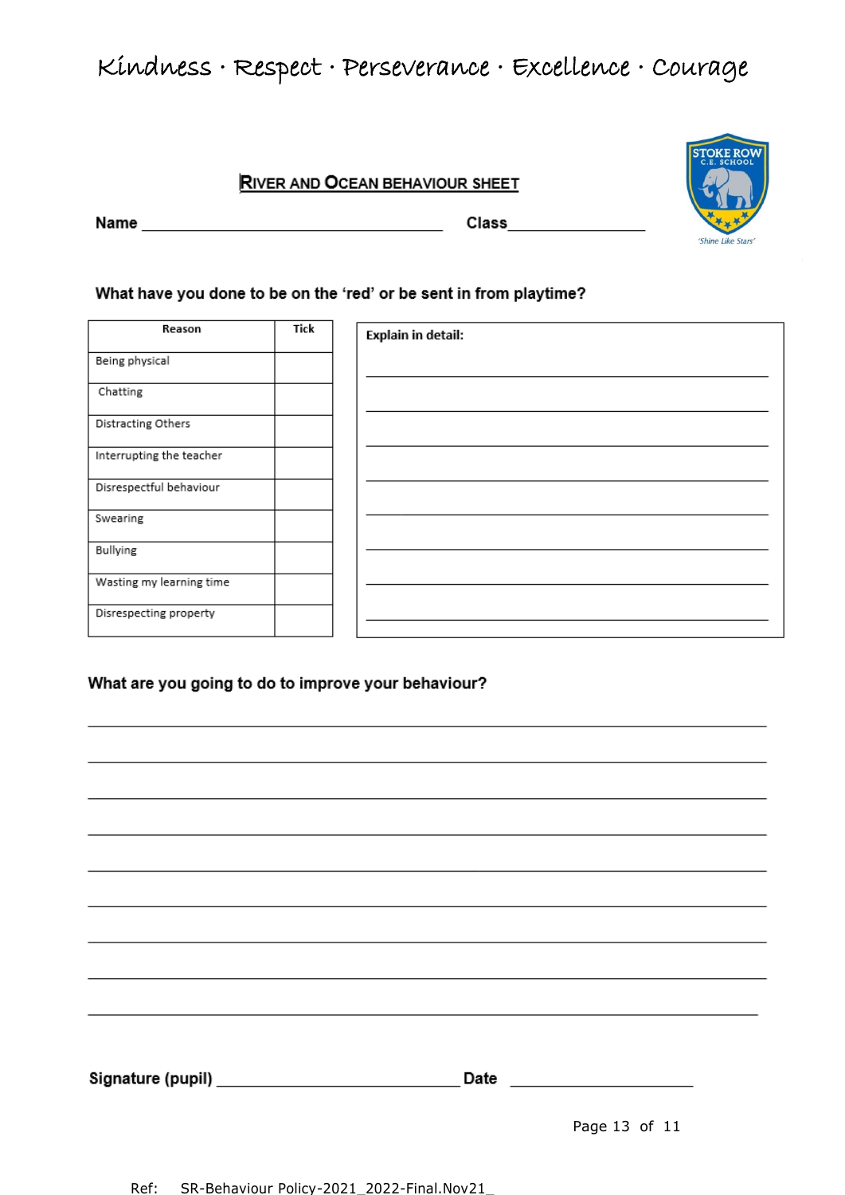Kindness · Respect · Perseverance · Excellence · Courage

# RIVER AND OCEAN BEHAVIOUR SHEET

STOKE ROW C.E. SCHOOL
'Shine Like Stars'

**Name** ___________________________________ **Class**_______________

**What have you done to be on the 'red' or be sent in from playtime?**

| Reason | Tick |
|---|---|
| Being physical | |
| Chatting | |
| Distracting Others | |
| Interrupting the teacher | |
| Disrespectful behaviour | |
| Swearing | |
| Bullying | |
| Wasting my learning time | |
| Disrespecting property | |

**Explain in detail:**

_______________________________________________

_______________________________________________

_______________________________________________

_______________________________________________

_______________________________________________

_______________________________________________

_______________________________________________

_______________________________________________

**What are you going to do to improve your behaviour?**

_______________________________________________________________

_______________________________________________________________

_______________________________________________________________

_______________________________________________________________

_______________________________________________________________

_______________________________________________________________

_______________________________________________________________

_______________________________________________________________

_______________________________________________________________

**Signature (pupil)** ___________________________ **Date** ____________________

Ref: SR-Behaviour Policy-2021_2022-Final.Nov21_